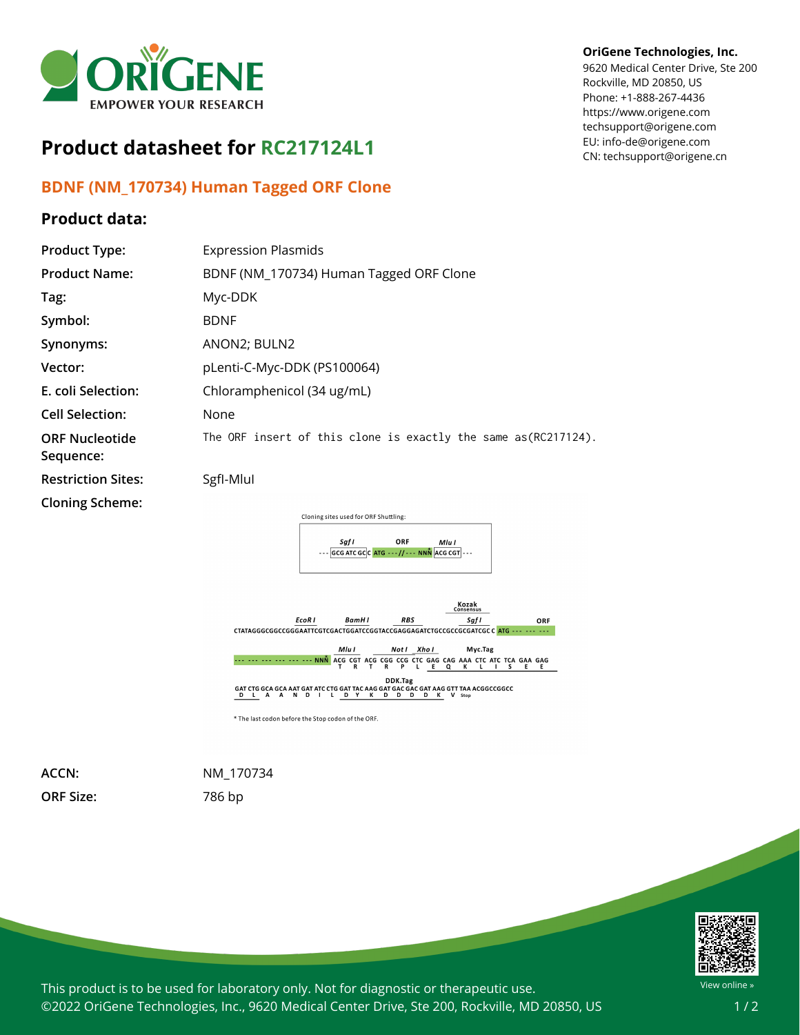# Product datasheet for RC217124L1

OriGene Technologies, Inc.
9620 Medical Center Drive, Ste 200
Rockville, MD 20850, US
Phone: +1-888-267-4436
https://www.origene.com
techsupport@origene.com
EU: info-de@origene.com
CN: techsupport@origene.cn

## BDNF (NM_170734) Human Tagged ORF Clone

### Product data:

| | |
|---|---|
| **Product Type:** | Expression Plasmids |
| **Product Name:** | BDNF (NM_170734) Human Tagged ORF Clone |
| **Tag:** | Myc-DDK |
| **Symbol:** | BDNF |
| **Synonyms:** | ANON2; BULN2 |
| **Vector:** | pLenti-C-Myc-DDK (PS100064) |
| **E. coli Selection:** | Chloramphenicol (34 ug/mL) |
| **Cell Selection:** | None |
| **ORF Nucleotide Sequence:** | The ORF insert of this clone is exactly the same as(RC217124). |
| **Restriction Sites:** | SgfI-MluI |
| **Cloning Scheme:** | |

Cloning sites used for ORF Shuttling:

```
        SgfI          ORF             MluI
--- GCG ATC GC C ATG ---//--- NNN ACG CGT ---
```

```
                          EcoR I      BamH I       RBS                    Kozak Consensus  SgfI          ORF
CTATAGGGCGGCCGGGAATTCGTCGACTGGATCCGGTACCGAGGAGATCTGCCGCCGCGATCGC C ATG --- --- ---

                          MluI         NotI  XhoI          Myc.Tag
--- --- --- --- --- --- NNN ACG CGT ACG CGG CCG CTC GAG CAG AAA CTC ATC TCA GAA GAG
                             T   R   T   R   P   L   E   Q   K   L   I   S   E   E

                                           DDK.Tag
GAT CTG GCA GCA AAT GAT ATC CTG GAT TAC AAG GAT GAC GAC GAT AAG GTT TAA ACGGCCGGCC
 D   L   A   A   N   D   I   L   D   Y   K   D   D   D   D   K   V  Stop
```

* The last codon before the Stop codon of the ORF.

| | |
|---|---|
| **ACCN:** | NM_170734 |
| **ORF Size:** | 786 bp |

This product is to be used for laboratory only. Not for diagnostic or therapeutic use.
©2022 OriGene Technologies, Inc., 9620 Medical Center Drive, Ste 200, Rockville, MD 20850, US

View online »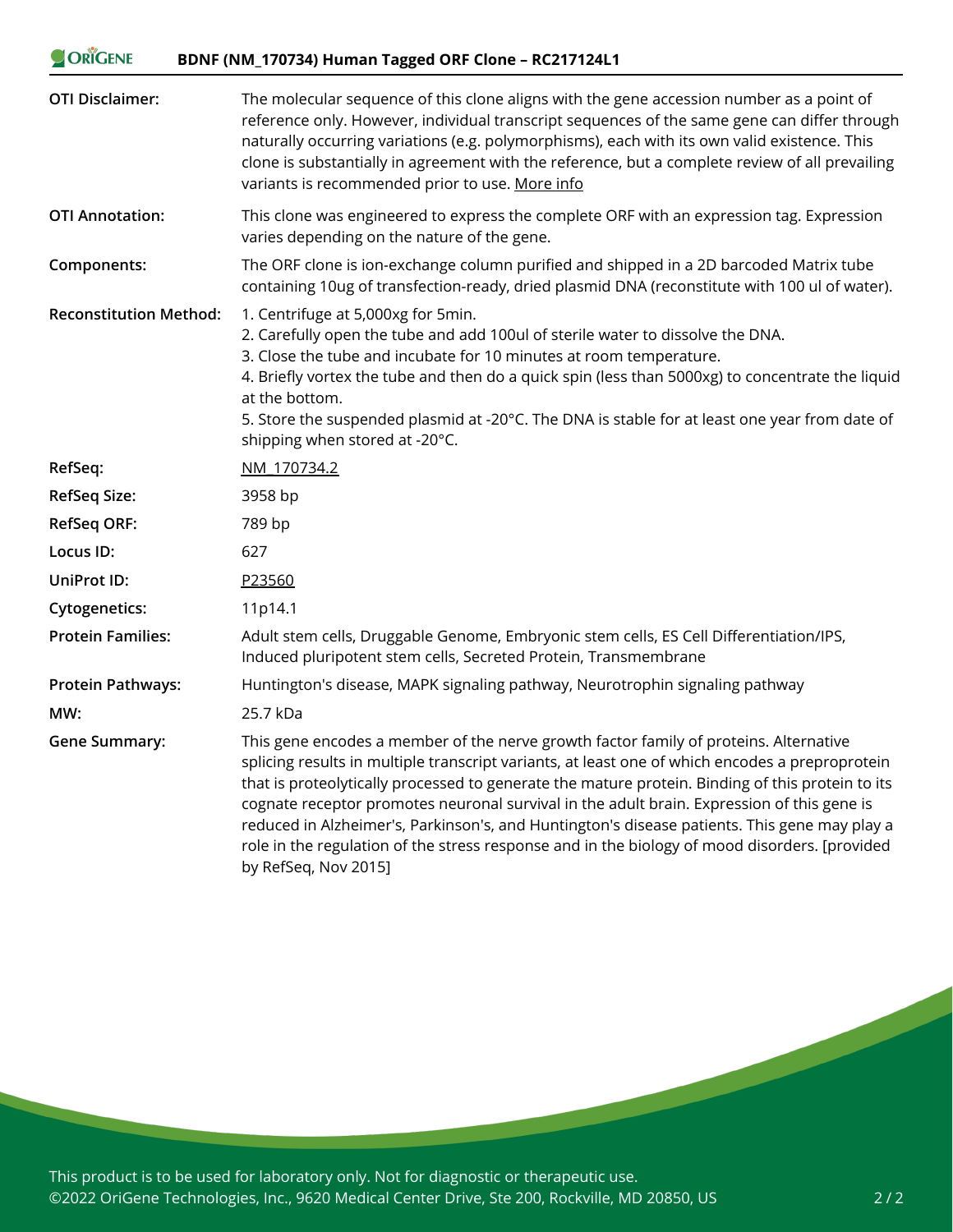| | |
|---|---|
| **OTI Disclaimer:** | The molecular sequence of this clone aligns with the gene accession number as a point of reference only. However, individual transcript sequences of the same gene can differ through naturally occurring variations (e.g. polymorphisms), each with its own valid existence. This clone is substantially in agreement with the reference, but a complete review of all prevailing variants is recommended prior to use. More info |
| **OTI Annotation:** | This clone was engineered to express the complete ORF with an expression tag. Expression varies depending on the nature of the gene. |
| **Components:** | The ORF clone is ion-exchange column purified and shipped in a 2D barcoded Matrix tube containing 10ug of transfection-ready, dried plasmid DNA (reconstitute with 100 ul of water). |
| **Reconstitution Method:** | 1. Centrifuge at 5,000xg for 5min.<br>2. Carefully open the tube and add 100ul of sterile water to dissolve the DNA.<br>3. Close the tube and incubate for 10 minutes at room temperature.<br>4. Briefly vortex the tube and then do a quick spin (less than 5000xg) to concentrate the liquid at the bottom.<br>5. Store the suspended plasmid at -20°C. The DNA is stable for at least one year from date of shipping when stored at -20°C. |
| **RefSeq:** | NM_170734.2 |
| **RefSeq Size:** | 3958 bp |
| **RefSeq ORF:** | 789 bp |
| **Locus ID:** | 627 |
| **UniProt ID:** | P23560 |
| **Cytogenetics:** | 11p14.1 |
| **Protein Families:** | Adult stem cells, Druggable Genome, Embryonic stem cells, ES Cell Differentiation/IPS, Induced pluripotent stem cells, Secreted Protein, Transmembrane |
| **Protein Pathways:** | Huntington's disease, MAPK signaling pathway, Neurotrophin signaling pathway |
| **MW:** | 25.7 kDa |
| **Gene Summary:** | This gene encodes a member of the nerve growth factor family of proteins. Alternative splicing results in multiple transcript variants, at least one of which encodes a preproprotein that is proteolytically processed to generate the mature protein. Binding of this protein to its cognate receptor promotes neuronal survival in the adult brain. Expression of this gene is reduced in Alzheimer's, Parkinson's, and Huntington's disease patients. This gene may play a role in the regulation of the stress response and in the biology of mood disorders. [provided by RefSeq, Nov 2015] |

This product is to be used for laboratory only. Not for diagnostic or therapeutic use.
©2022 OriGene Technologies, Inc., 9620 Medical Center Drive, Ste 200, Rockville, MD 20850, US